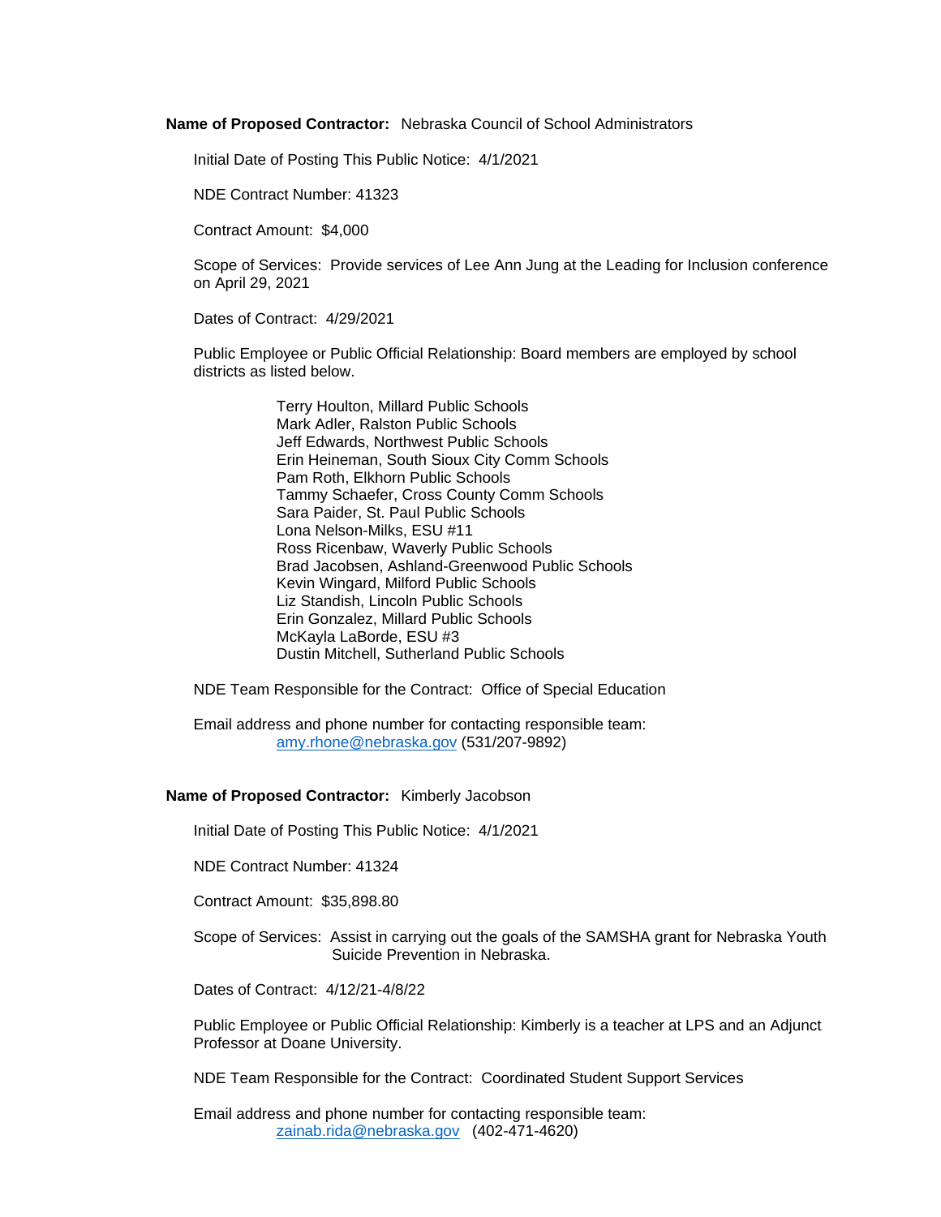**Name of Proposed Contractor:** Nebraska Council of School Administrators

Initial Date of Posting This Public Notice: 4/1/2021

NDE Contract Number: 41323

Contract Amount: $4,000

Scope of Services: Provide services of Lee Ann Jung at the Leading for Inclusion conference on April 29, 2021

Dates of Contract: 4/29/2021

Public Employee or Public Official Relationship: Board members are employed by school districts as listed below.

Terry Houlton, Millard Public Schools
Mark Adler, Ralston Public Schools
Jeff Edwards, Northwest Public Schools
Erin Heineman, South Sioux City Comm Schools
Pam Roth, Elkhorn Public Schools
Tammy Schaefer, Cross County Comm Schools
Sara Paider, St. Paul Public Schools
Lona Nelson-Milks, ESU #11
Ross Ricenbaw, Waverly Public Schools
Brad Jacobsen, Ashland-Greenwood Public Schools
Kevin Wingard, Milford Public Schools
Liz Standish, Lincoln Public Schools
Erin Gonzalez, Millard Public Schools
McKayla LaBorde, ESU #3
Dustin Mitchell, Sutherland Public Schools

NDE Team Responsible for the Contract: Office of Special Education

Email address and phone number for contacting responsible team:
amy.rhone@nebraska.gov (531/207-9892)

**Name of Proposed Contractor:** Kimberly Jacobson

Initial Date of Posting This Public Notice: 4/1/2021

NDE Contract Number: 41324

Contract Amount: $35,898.80

Scope of Services: Assist in carrying out the goals of the SAMSHA grant for Nebraska Youth Suicide Prevention in Nebraska.

Dates of Contract: 4/12/21-4/8/22

Public Employee or Public Official Relationship: Kimberly is a teacher at LPS and an Adjunct Professor at Doane University.

NDE Team Responsible for the Contract: Coordinated Student Support Services

Email address and phone number for contacting responsible team:
zainab.rida@nebraska.gov (402-471-4620)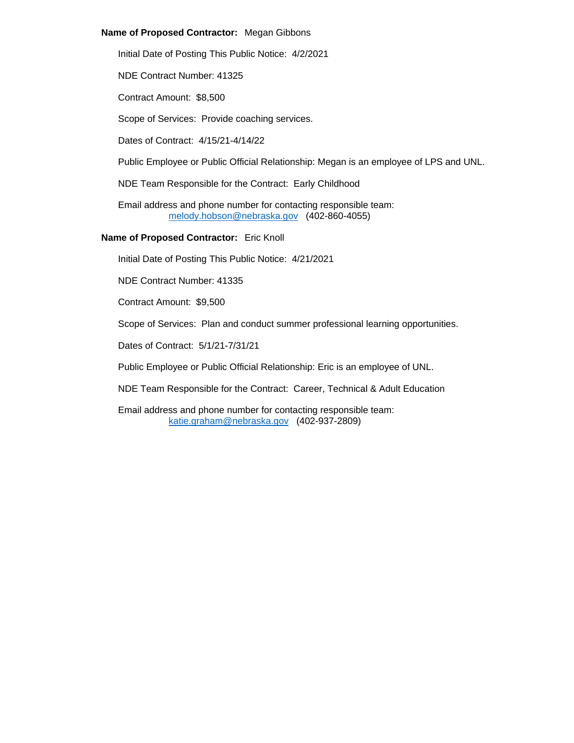**Name of Proposed Contractor:** Megan Gibbons

Initial Date of Posting This Public Notice: 4/2/2021

NDE Contract Number: 41325

Contract Amount: $8,500

Scope of Services: Provide coaching services.

Dates of Contract: 4/15/21-4/14/22

Public Employee or Public Official Relationship: Megan is an employee of LPS and UNL.

NDE Team Responsible for the Contract: Early Childhood

Email address and phone number for contacting responsible team:
melody.hobson@nebraska.gov (402-860-4055)

**Name of Proposed Contractor:** Eric Knoll

Initial Date of Posting This Public Notice: 4/21/2021

NDE Contract Number: 41335

Contract Amount: $9,500

Scope of Services: Plan and conduct summer professional learning opportunities.

Dates of Contract: 5/1/21-7/31/21

Public Employee or Public Official Relationship: Eric is an employee of UNL.

NDE Team Responsible for the Contract: Career, Technical & Adult Education

Email address and phone number for contacting responsible team:
katie.graham@nebraska.gov (402-937-2809)